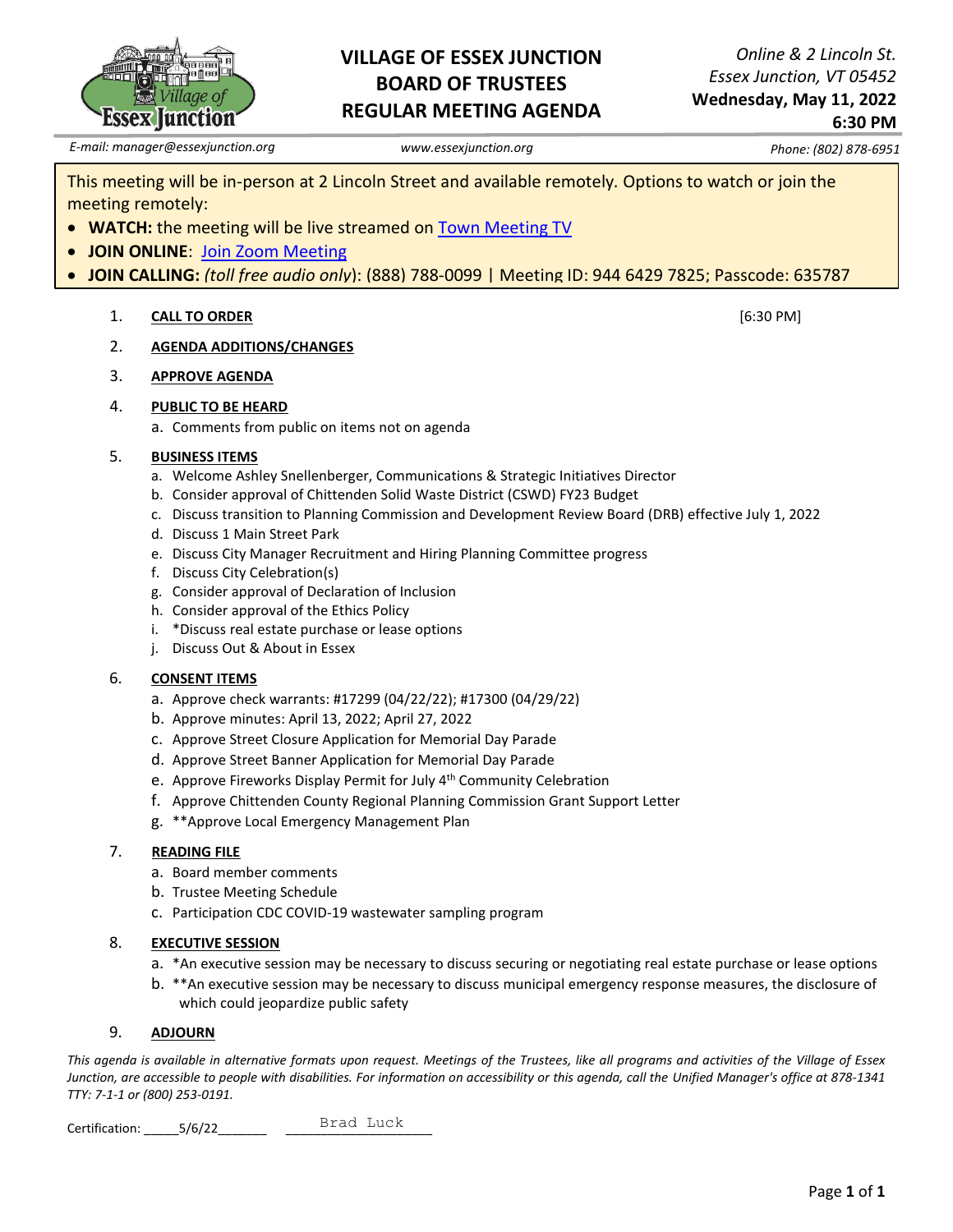# VILLAGE OF ESSEX JUNCTION
# BOARD OF TRUSTEES
# REGULAR MEETING AGENDA

*Online & 2 Lincoln St.*
*Essex Junction, VT 05452*
**Wednesday, May 11, 2022**
**6:30 PM**

*E-mail: manager@essexjunction.org* | *www.essexjunction.org* | *Phone: (802) 878-6951*

This meeting will be in-person at 2 Lincoln Street and available remotely. Options to watch or join the meeting remotely:

- **WATCH:** the meeting will be live streamed on [Town Meeting TV]
- **JOIN ONLINE**: [Join Zoom Meeting]
- **JOIN CALLING:** *(toll free audio only)*: (888) 788-0099 | Meeting ID: 944 6429 7825; Passcode: 635787

1. **CALL TO ORDER** [6:30 PM]
2. **AGENDA ADDITIONS/CHANGES**
3. **APPROVE AGENDA**
4. **PUBLIC TO BE HEARD**
   a. Comments from public on items not on agenda
5. **BUSINESS ITEMS**
   a. Welcome Ashley Snellenberger, Communications & Strategic Initiatives Director
   b. Consider approval of Chittenden Solid Waste District (CSWD) FY23 Budget
   c. Discuss transition to Planning Commission and Development Review Board (DRB) effective July 1, 2022
   d. Discuss 1 Main Street Park
   e. Discuss City Manager Recruitment and Hiring Planning Committee progress
   f. Discuss City Celebration(s)
   g. Consider approval of Declaration of Inclusion
   h. Consider approval of the Ethics Policy
   i. *Discuss real estate purchase or lease options
   j. Discuss Out & About in Essex
6. **CONSENT ITEMS**
   a. Approve check warrants: #17299 (04/22/22); #17300 (04/29/22)
   b. Approve minutes: April 13, 2022; April 27, 2022
   c. Approve Street Closure Application for Memorial Day Parade
   d. Approve Street Banner Application for Memorial Day Parade
   e. Approve Fireworks Display Permit for July 4th Community Celebration
   f. Approve Chittenden County Regional Planning Commission Grant Support Letter
   g. **Approve Local Emergency Management Plan
7. **READING FILE**
   a. Board member comments
   b. Trustee Meeting Schedule
   c. Participation CDC COVID-19 wastewater sampling program
8. **EXECUTIVE SESSION**
   a. *An executive session may be necessary to discuss securing or negotiating real estate purchase or lease options
   b. **An executive session may be necessary to discuss municipal emergency response measures, the disclosure of which could jeopardize public safety
9. **ADJOURN**

*This agenda is available in alternative formats upon request. Meetings of the Trustees, like all programs and activities of the Village of Essex Junction, are accessible to people with disabilities. For information on accessibility or this agenda, call the Unified Manager's office at 878-1341 TTY: 7-1-1 or (800) 253-0191.*

Certification: ____5/6/22______ ____Brad Luck____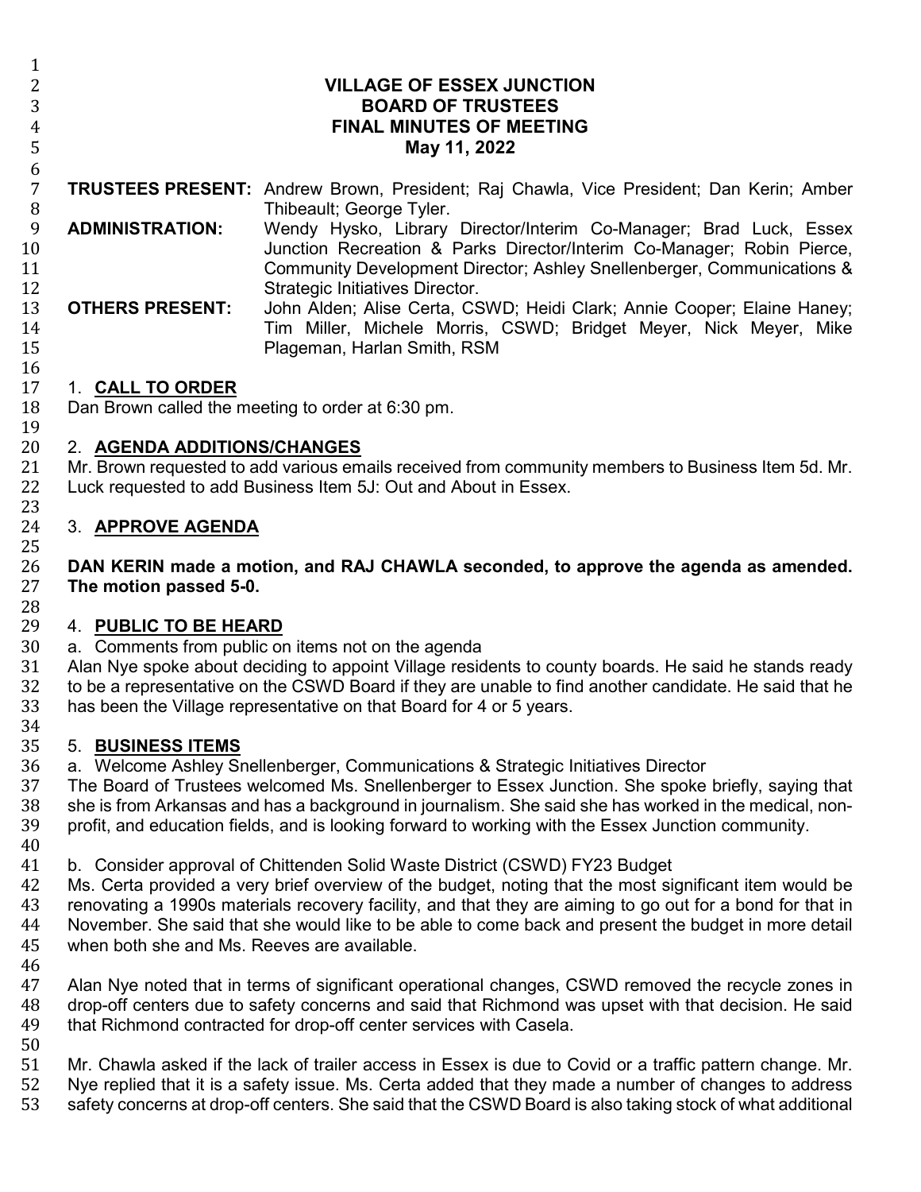# VILLAGE OF ESSEX JUNCTION
# BOARD OF TRUSTEES
# FINAL MINUTES OF MEETING
# May 11, 2022

**TRUSTEES PRESENT:** Andrew Brown, President; Raj Chawla, Vice President; Dan Kerin; Amber Thibeault; George Tyler.

**ADMINISTRATION:** Wendy Hysko, Library Director/Interim Co-Manager; Brad Luck, Essex Junction Recreation & Parks Director/Interim Co-Manager; Robin Pierce, Community Development Director; Ashley Snellenberger, Communications & Strategic Initiatives Director.

**OTHERS PRESENT:** John Alden; Alise Certa, CSWD; Heidi Clark; Annie Cooper; Elaine Haney; Tim Miller, Michele Morris, CSWD; Bridget Meyer, Nick Meyer, Mike Plageman, Harlan Smith, RSM

1. **CALL TO ORDER**

Dan Brown called the meeting to order at 6:30 pm.

2. **AGENDA ADDITIONS/CHANGES**

Mr. Brown requested to add various emails received from community members to Business Item 5d. Mr. Luck requested to add Business Item 5J: Out and About in Essex.

3. **APPROVE AGENDA**

**DAN KERIN made a motion, and RAJ CHAWLA seconded, to approve the agenda as amended. The motion passed 5-0.**

4. **PUBLIC TO BE HEARD**

a. Comments from public on items not on the agenda

Alan Nye spoke about deciding to appoint Village residents to county boards. He said he stands ready to be a representative on the CSWD Board if they are unable to find another candidate. He said that he has been the Village representative on that Board for 4 or 5 years.

5. **BUSINESS ITEMS**

a. Welcome Ashley Snellenberger, Communications & Strategic Initiatives Director

The Board of Trustees welcomed Ms. Snellenberger to Essex Junction. She spoke briefly, saying that she is from Arkansas and has a background in journalism. She said she has worked in the medical, non-profit, and education fields, and is looking forward to working with the Essex Junction community.

b. Consider approval of Chittenden Solid Waste District (CSWD) FY23 Budget

Ms. Certa provided a very brief overview of the budget, noting that the most significant item would be renovating a 1990s materials recovery facility, and that they are aiming to go out for a bond for that in November. She said that she would like to be able to come back and present the budget in more detail when both she and Ms. Reeves are available.

Alan Nye noted that in terms of significant operational changes, CSWD removed the recycle zones in drop-off centers due to safety concerns and said that Richmond was upset with that decision. He said that Richmond contracted for drop-off center services with Casela.

Mr. Chawla asked if the lack of trailer access in Essex is due to Covid or a traffic pattern change. Mr. Nye replied that it is a safety issue. Ms. Certa added that they made a number of changes to address safety concerns at drop-off centers. She said that the CSWD Board is also taking stock of what additional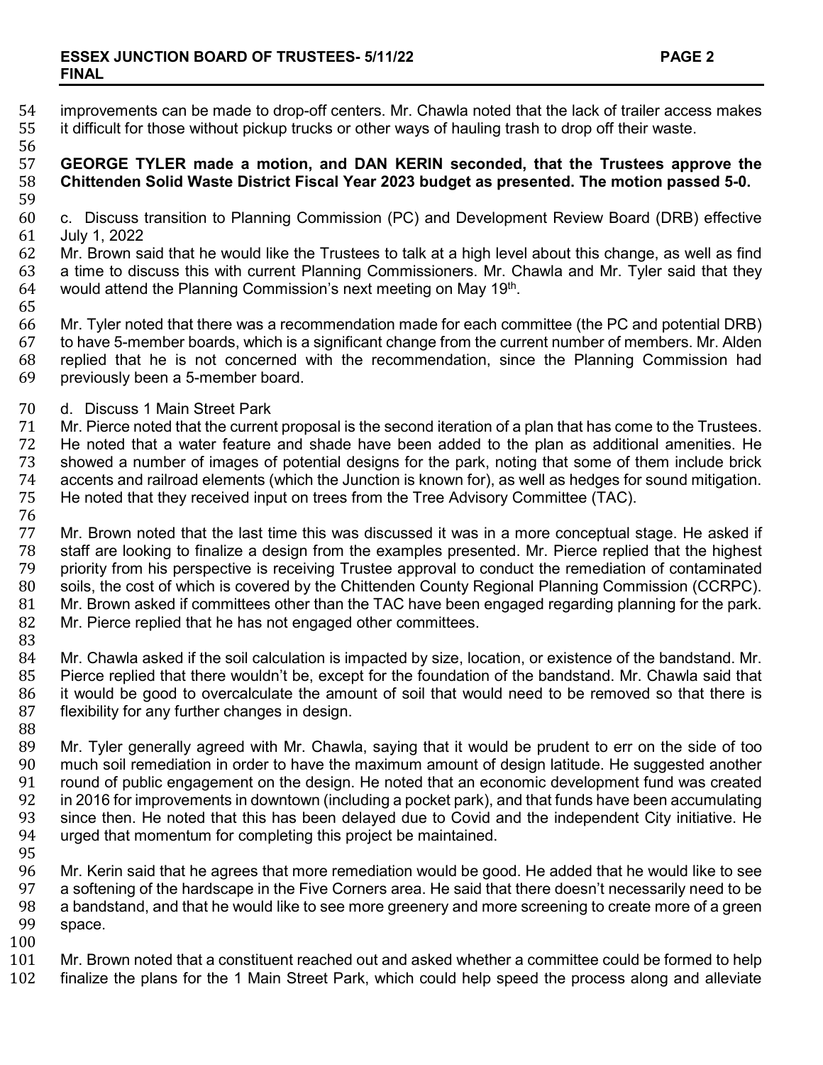improvements can be made to drop-off centers. Mr. Chawla noted that the lack of trailer access makes it difficult for those without pickup trucks or other ways of hauling trash to drop off their waste.

**GEORGE TYLER made a motion, and DAN KERIN seconded, that the Trustees approve the Chittenden Solid Waste District Fiscal Year 2023 budget as presented. The motion passed 5-0.**

c. Discuss transition to Planning Commission (PC) and Development Review Board (DRB) effective July 1, 2022

Mr. Brown said that he would like the Trustees to talk at a high level about this change, as well as find a time to discuss this with current Planning Commissioners. Mr. Chawla and Mr. Tyler said that they would attend the Planning Commission's next meeting on May 19th.

Mr. Tyler noted that there was a recommendation made for each committee (the PC and potential DRB) to have 5-member boards, which is a significant change from the current number of members. Mr. Alden replied that he is not concerned with the recommendation, since the Planning Commission had previously been a 5-member board.

d. Discuss 1 Main Street Park

Mr. Pierce noted that the current proposal is the second iteration of a plan that has come to the Trustees. He noted that a water feature and shade have been added to the plan as additional amenities. He showed a number of images of potential designs for the park, noting that some of them include brick accents and railroad elements (which the Junction is known for), as well as hedges for sound mitigation. He noted that they received input on trees from the Tree Advisory Committee (TAC).

Mr. Brown noted that the last time this was discussed it was in a more conceptual stage. He asked if staff are looking to finalize a design from the examples presented. Mr. Pierce replied that the highest priority from his perspective is receiving Trustee approval to conduct the remediation of contaminated soils, the cost of which is covered by the Chittenden County Regional Planning Commission (CCRPC). Mr. Brown asked if committees other than the TAC have been engaged regarding planning for the park. Mr. Pierce replied that he has not engaged other committees.

Mr. Chawla asked if the soil calculation is impacted by size, location, or existence of the bandstand. Mr. Pierce replied that there wouldn't be, except for the foundation of the bandstand. Mr. Chawla said that it would be good to overcalculate the amount of soil that would need to be removed so that there is flexibility for any further changes in design.

Mr. Tyler generally agreed with Mr. Chawla, saying that it would be prudent to err on the side of too much soil remediation in order to have the maximum amount of design latitude. He suggested another round of public engagement on the design. He noted that an economic development fund was created in 2016 for improvements in downtown (including a pocket park), and that funds have been accumulating since then. He noted that this has been delayed due to Covid and the independent City initiative. He urged that momentum for completing this project be maintained.

Mr. Kerin said that he agrees that more remediation would be good. He added that he would like to see a softening of the hardscape in the Five Corners area. He said that there doesn't necessarily need to be a bandstand, and that he would like to see more greenery and more screening to create more of a green space.

Mr. Brown noted that a constituent reached out and asked whether a committee could be formed to help finalize the plans for the 1 Main Street Park, which could help speed the process along and alleviate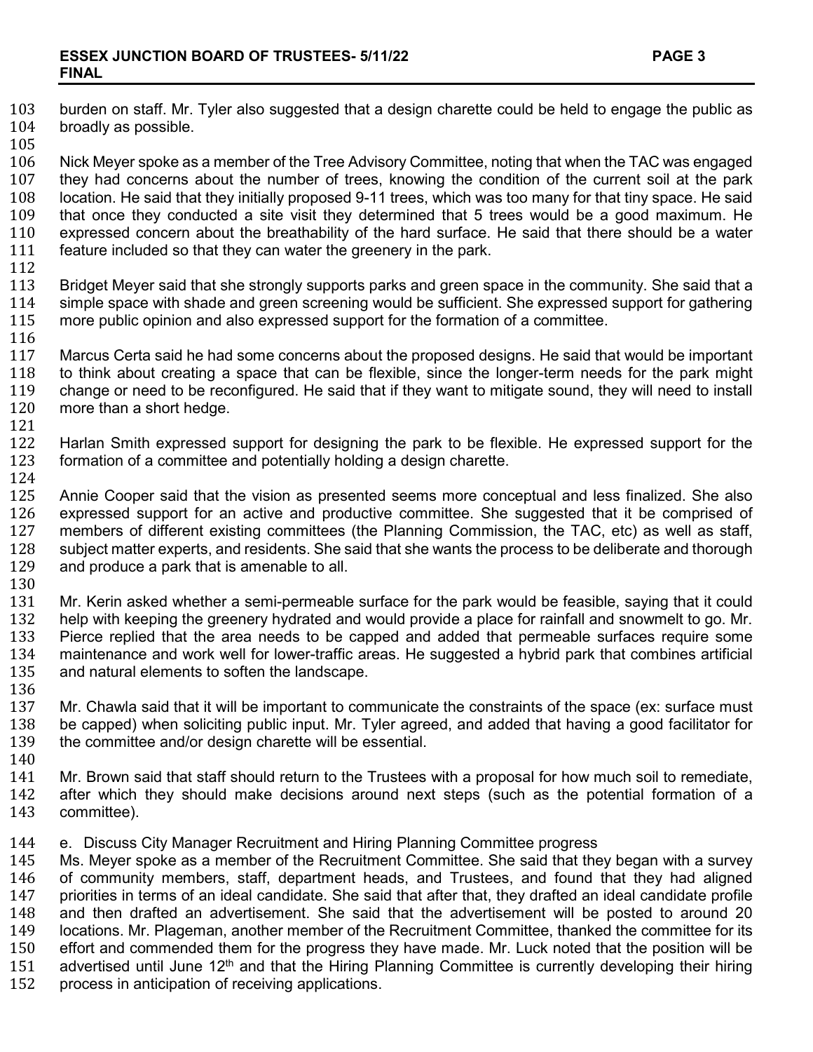burden on staff. Mr. Tyler also suggested that a design charette could be held to engage the public as broadly as possible.

Nick Meyer spoke as a member of the Tree Advisory Committee, noting that when the TAC was engaged they had concerns about the number of trees, knowing the condition of the current soil at the park location. He said that they initially proposed 9-11 trees, which was too many for that tiny space. He said that once they conducted a site visit they determined that 5 trees would be a good maximum. He expressed concern about the breathability of the hard surface. He said that there should be a water feature included so that they can water the greenery in the park.

Bridget Meyer said that she strongly supports parks and green space in the community. She said that a simple space with shade and green screening would be sufficient. She expressed support for gathering more public opinion and also expressed support for the formation of a committee.

Marcus Certa said he had some concerns about the proposed designs. He said that would be important to think about creating a space that can be flexible, since the longer-term needs for the park might change or need to be reconfigured. He said that if they want to mitigate sound, they will need to install more than a short hedge.

Harlan Smith expressed support for designing the park to be flexible. He expressed support for the formation of a committee and potentially holding a design charette.

Annie Cooper said that the vision as presented seems more conceptual and less finalized. She also expressed support for an active and productive committee. She suggested that it be comprised of members of different existing committees (the Planning Commission, the TAC, etc) as well as staff, subject matter experts, and residents. She said that she wants the process to be deliberate and thorough and produce a park that is amenable to all.

Mr. Kerin asked whether a semi-permeable surface for the park would be feasible, saying that it could help with keeping the greenery hydrated and would provide a place for rainfall and snowmelt to go. Mr. Pierce replied that the area needs to be capped and added that permeable surfaces require some maintenance and work well for lower-traffic areas. He suggested a hybrid park that combines artificial and natural elements to soften the landscape.

Mr. Chawla said that it will be important to communicate the constraints of the space (ex: surface must be capped) when soliciting public input. Mr. Tyler agreed, and added that having a good facilitator for the committee and/or design charette will be essential.

Mr. Brown said that staff should return to the Trustees with a proposal for how much soil to remediate, after which they should make decisions around next steps (such as the potential formation of a committee).

e. Discuss City Manager Recruitment and Hiring Planning Committee progress

Ms. Meyer spoke as a member of the Recruitment Committee. She said that they began with a survey of community members, staff, department heads, and Trustees, and found that they had aligned priorities in terms of an ideal candidate. She said that after that, they drafted an ideal candidate profile and then drafted an advertisement. She said that the advertisement will be posted to around 20 locations. Mr. Plageman, another member of the Recruitment Committee, thanked the committee for its effort and commended them for the progress they have made. Mr. Luck noted that the position will be advertised until June 12th and that the Hiring Planning Committee is currently developing their hiring process in anticipation of receiving applications.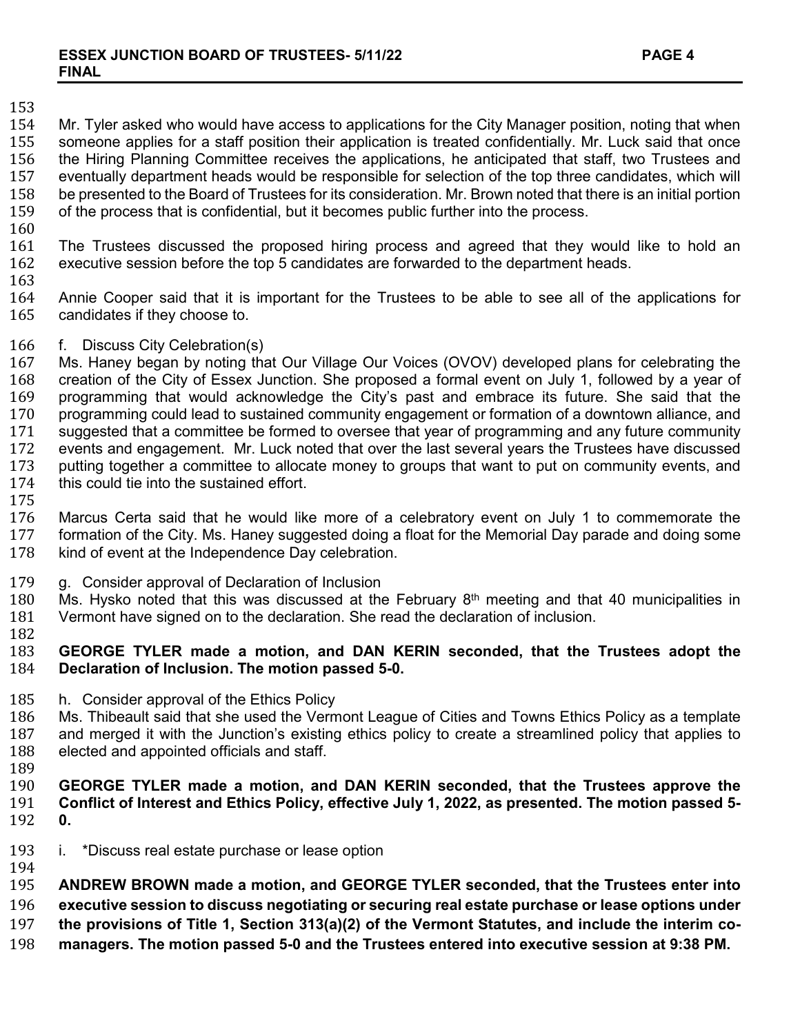Mr. Tyler asked who would have access to applications for the City Manager position, noting that when someone applies for a staff position their application is treated confidentially. Mr. Luck said that once the Hiring Planning Committee receives the applications, he anticipated that staff, two Trustees and eventually department heads would be responsible for selection of the top three candidates, which will be presented to the Board of Trustees for its consideration. Mr. Brown noted that there is an initial portion of the process that is confidential, but it becomes public further into the process.

The Trustees discussed the proposed hiring process and agreed that they would like to hold an executive session before the top 5 candidates are forwarded to the department heads.

Annie Cooper said that it is important for the Trustees to be able to see all of the applications for candidates if they choose to.

f. Discuss City Celebration(s)

Ms. Haney began by noting that Our Village Our Voices (OVOV) developed plans for celebrating the creation of the City of Essex Junction. She proposed a formal event on July 1, followed by a year of programming that would acknowledge the City's past and embrace its future. She said that the programming could lead to sustained community engagement or formation of a downtown alliance, and suggested that a committee be formed to oversee that year of programming and any future community events and engagement. Mr. Luck noted that over the last several years the Trustees have discussed putting together a committee to allocate money to groups that want to put on community events, and this could tie into the sustained effort.

Marcus Certa said that he would like more of a celebratory event on July 1 to commemorate the formation of the City. Ms. Haney suggested doing a float for the Memorial Day parade and doing some kind of event at the Independence Day celebration.

g. Consider approval of Declaration of Inclusion

Ms. Hysko noted that this was discussed at the February 8th meeting and that 40 municipalities in Vermont have signed on to the declaration. She read the declaration of inclusion.

**GEORGE TYLER made a motion, and DAN KERIN seconded, that the Trustees adopt the Declaration of Inclusion. The motion passed 5-0.**

h. Consider approval of the Ethics Policy

Ms. Thibeault said that she used the Vermont League of Cities and Towns Ethics Policy as a template and merged it with the Junction's existing ethics policy to create a streamlined policy that applies to elected and appointed officials and staff.

**GEORGE TYLER made a motion, and DAN KERIN seconded, that the Trustees approve the Conflict of Interest and Ethics Policy, effective July 1, 2022, as presented. The motion passed 5-0.**

i. *Discuss real estate purchase or lease option

**ANDREW BROWN made a motion, and GEORGE TYLER seconded, that the Trustees enter into executive session to discuss negotiating or securing real estate purchase or lease options under the provisions of Title 1, Section 313(a)(2) of the Vermont Statutes, and include the interim co-managers. The motion passed 5-0 and the Trustees entered into executive session at 9:38 PM.**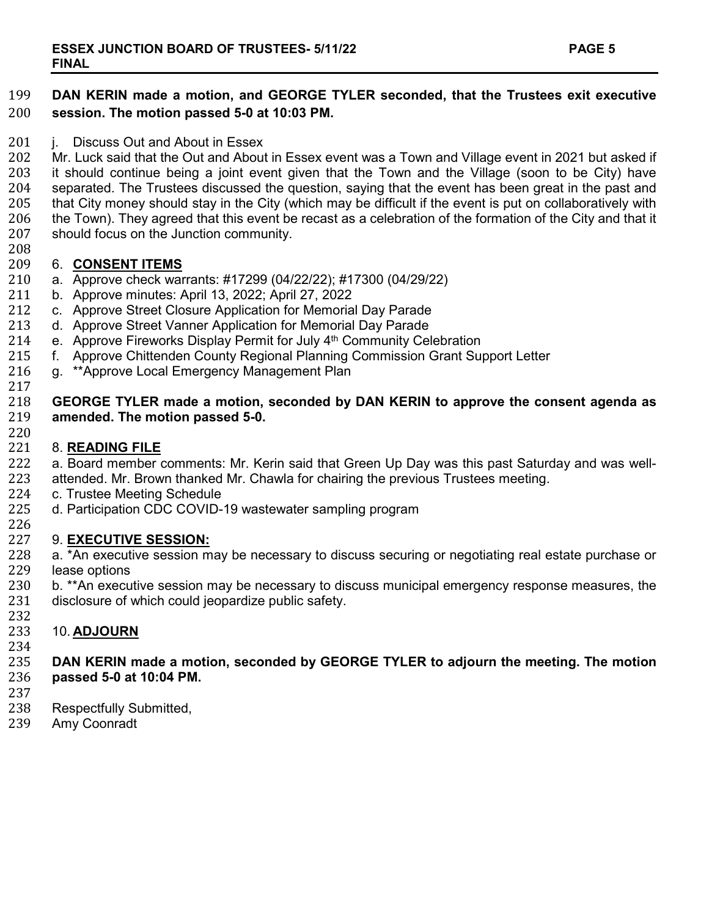**DAN KERIN made a motion, and GEORGE TYLER seconded, that the Trustees exit executive session. The motion passed 5-0 at 10:03 PM.**

j. Discuss Out and About in Essex

Mr. Luck said that the Out and About in Essex event was a Town and Village event in 2021 but asked if it should continue being a joint event given that the Town and the Village (soon to be City) have separated. The Trustees discussed the question, saying that the event has been great in the past and that City money should stay in the City (which may be difficult if the event is put on collaboratively with the Town). They agreed that this event be recast as a celebration of the formation of the City and that it should focus on the Junction community.

6. **CONSENT ITEMS**

a. Approve check warrants: #17299 (04/22/22); #17300 (04/29/22)
b. Approve minutes: April 13, 2022; April 27, 2022
c. Approve Street Closure Application for Memorial Day Parade
d. Approve Street Vanner Application for Memorial Day Parade
e. Approve Fireworks Display Permit for July 4th Community Celebration
f. Approve Chittenden County Regional Planning Commission Grant Support Letter
g. **Approve Local Emergency Management Plan

**GEORGE TYLER made a motion, seconded by DAN KERIN to approve the consent agenda as amended. The motion passed 5-0.**

8. **READING FILE**

a. Board member comments: Mr. Kerin said that Green Up Day was this past Saturday and was well-attended. Mr. Brown thanked Mr. Chawla for chairing the previous Trustees meeting.
c. Trustee Meeting Schedule
d. Participation CDC COVID-19 wastewater sampling program

9. **EXECUTIVE SESSION:**

a. *An executive session may be necessary to discuss securing or negotiating real estate purchase or lease options
b. **An executive session may be necessary to discuss municipal emergency response measures, the disclosure of which could jeopardize public safety.

10. **ADJOURN**

**DAN KERIN made a motion, seconded by GEORGE TYLER to adjourn the meeting. The motion passed 5-0 at 10:04 PM.**

Respectfully Submitted,
Amy Coonradt